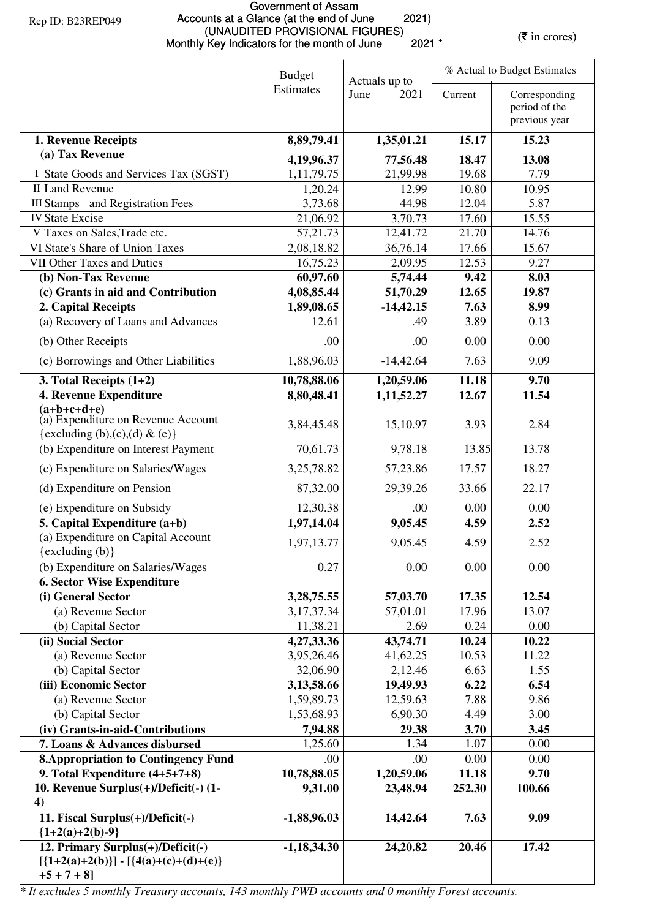Rep ID: B23REP049

# Government of Assam
## Accounts at a Glance (at the end of June 2021)
### (UNAUDITED PROVISIONAL FIGURES)
### Monthly Key Indicators for the month of June 2021 *

(₹ in crores)

| | Budget Estimates | Actuals up to June 2021 | % Actual to Budget Estimates | |
|---|---|---|---|---|
| | | | Current | Corresponding period of the previous year |
| **1. Revenue Receipts** | **8,89,79.41** | **1,35,01.21** | **15.17** | **15.23** |
| **(a) Tax Revenue** | **4,19,96.37** | **77,56.48** | **18.47** | **13.08** |
| I State Goods and Services Tax (SGST) | 1,11,79.75 | 21,99.98 | 19.68 | 7.79 |
| II Land Revenue | 1,20.24 | 12.99 | 10.80 | 10.95 |
| III Stamps and Registration Fees | 3,73.68 | 44.98 | 12.04 | 5.87 |
| IV State Excise | 21,06.92 | 3,70.73 | 17.60 | 15.55 |
| V Taxes on Sales,Trade etc. | 57,21.73 | 12,41.72 | 21.70 | 14.76 |
| VI State's Share of Union Taxes | 2,08,18.82 | 36,76.14 | 17.66 | 15.67 |
| VII Other Taxes and Duties | 16,75.23 | 2,09.95 | 12.53 | 9.27 |
| **(b) Non-Tax Revenue** | **60,97.60** | **5,74.44** | **9.42** | **8.03** |
| **(c) Grants in aid and Contribution** | **4,08,85.44** | **51,70.29** | **12.65** | **19.87** |
| **2. Capital Receipts** | **1,89,08.65** | **-14,42.15** | **7.63** | **8.99** |
| (a) Recovery of Loans and Advances | 12.61 | .49 | 3.89 | 0.13 |
| (b) Other Receipts | .00 | .00 | 0.00 | 0.00 |
| (c) Borrowings and Other Liabilities | 1,88,96.03 | -14,42.64 | 7.63 | 9.09 |
| **3. Total Receipts (1+2)** | **10,78,88.06** | **1,20,59.06** | **11.18** | **9.70** |
| **4. Revenue Expenditure (a+b+c+d+e)** | **8,80,48.41** | **1,11,52.27** | **12.67** | **11.54** |
| (a) Expenditure on Revenue Account {excluding (b),(c),(d) & (e)} | 3,84,45.48 | 15,10.97 | 3.93 | 2.84 |
| (b) Expenditure on Interest Payment | 70,61.73 | 9,78.18 | 13.85 | 13.78 |
| (c) Expenditure on Salaries/Wages | 3,25,78.82 | 57,23.86 | 17.57 | 18.27 |
| (d) Expenditure on Pension | 87,32.00 | 29,39.26 | 33.66 | 22.17 |
| (e) Expenditure on Subsidy | 12,30.38 | .00 | 0.00 | 0.00 |
| **5. Capital Expenditure (a+b)** | **1,97,14.04** | **9,05.45** | **4.59** | **2.52** |
| (a) Expenditure on Capital Account {excluding (b)} | 1,97,13.77 | 9,05.45 | 4.59 | 2.52 |
| (b) Expenditure on Salaries/Wages | 0.27 | 0.00 | 0.00 | 0.00 |
| **6. Sector Wise Expenditure** | | | | |
| **(i) General Sector** | **3,28,75.55** | **57,03.70** | **17.35** | **12.54** |
| (a) Revenue Sector | 3,17,37.34 | 57,01.01 | 17.96 | 13.07 |
| (b) Capital Sector | 11,38.21 | 2.69 | 0.24 | 0.00 |
| **(ii) Social Sector** | **4,27,33.36** | **43,74.71** | **10.24** | **10.22** |
| (a) Revenue Sector | 3,95,26.46 | 41,62.25 | 10.53 | 11.22 |
| (b) Capital Sector | 32,06.90 | 2,12.46 | 6.63 | 1.55 |
| **(iii) Economic Sector** | **3,13,58.66** | **19,49.93** | **6.22** | **6.54** |
| (a) Revenue Sector | 1,59,89.73 | 12,59.63 | 7.88 | 9.86 |
| (b) Capital Sector | 1,53,68.93 | 6,90.30 | 4.49 | 3.00 |
| **(iv) Grants-in-aid-Contributions** | **7,94.88** | **29.38** | **3.70** | **3.45** |
| **7. Loans & Advances disbursed** | 1,25.60 | 1.34 | 1.07 | 0.00 |
| **8.Appropriation to Contingency Fund** | .00 | .00 | 0.00 | 0.00 |
| **9. Total Expenditure (4+5+7+8)** | **10,78,88.05** | **1,20,59.06** | **11.18** | **9.70** |
| **10. Revenue Surplus(+)/Deficit(-) (1-4)** | **9,31.00** | **23,48.94** | **252.30** | **100.66** |
| **11. Fiscal Surplus(+)/Deficit(-) {1+2(a)+2(b)-9}** | **-1,88,96.03** | **14,42.64** | **7.63** | **9.09** |
| **12. Primary Surplus(+)/Deficit(-) [{1+2(a)+2(b)}] - [{4(a)+(c)+(d)+(e)} +5 + 7 + 8]** | **-1,18,34.30** | **24,20.82** | **20.46** | **17.42** |

*\* It excludes 5 monthly Treasury accounts, 143 monthly PWD accounts and 0 monthly Forest accounts.*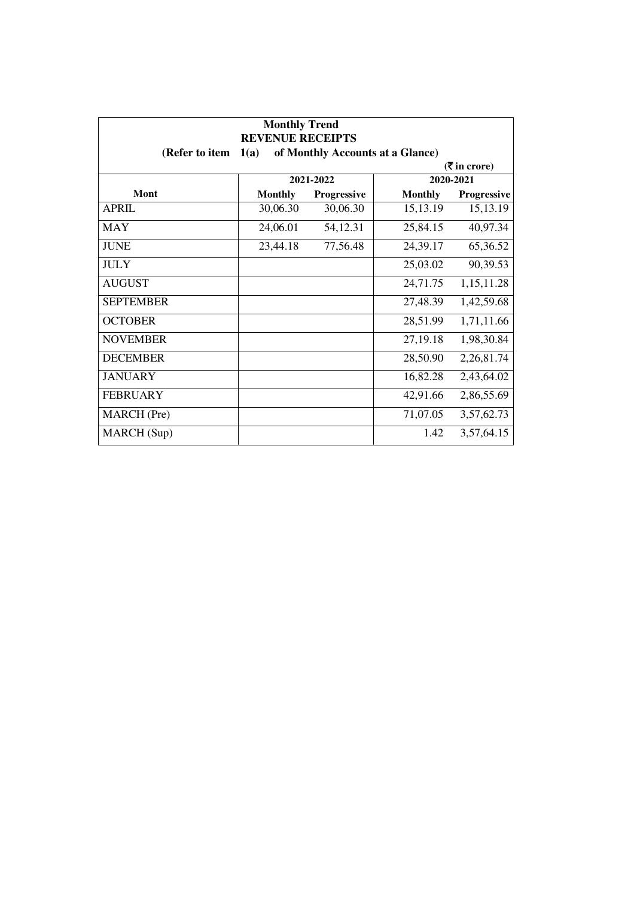**Monthly Trend**
**REVENUE RECEIPTS**
**(Refer to item 1(a) of Monthly Accounts at a Glance)**

(₹ in crore)

| Mont | 2021-2022 | | 2020-2021 | |
|---|---|---|---|---|
| | Monthly | Progressive | Monthly | Progressive |
| APRIL | 30,06.30 | 30,06.30 | 15,13.19 | 15,13.19 |
| MAY | 24,06.01 | 54,12.31 | 25,84.15 | 40,97.34 |
| JUNE | 23,44.18 | 77,56.48 | 24,39.17 | 65,36.52 |
| JULY | | | 25,03.02 | 90,39.53 |
| AUGUST | | | 24,71.75 | 1,15,11.28 |
| SEPTEMBER | | | 27,48.39 | 1,42,59.68 |
| OCTOBER | | | 28,51.99 | 1,71,11.66 |
| NOVEMBER | | | 27,19.18 | 1,98,30.84 |
| DECEMBER | | | 28,50.90 | 2,26,81.74 |
| JANUARY | | | 16,82.28 | 2,43,64.02 |
| FEBRUARY | | | 42,91.66 | 2,86,55.69 |
| MARCH (Pre) | | | 71,07.05 | 3,57,62.73 |
| MARCH (Sup) | | | 1.42 | 3,57,64.15 |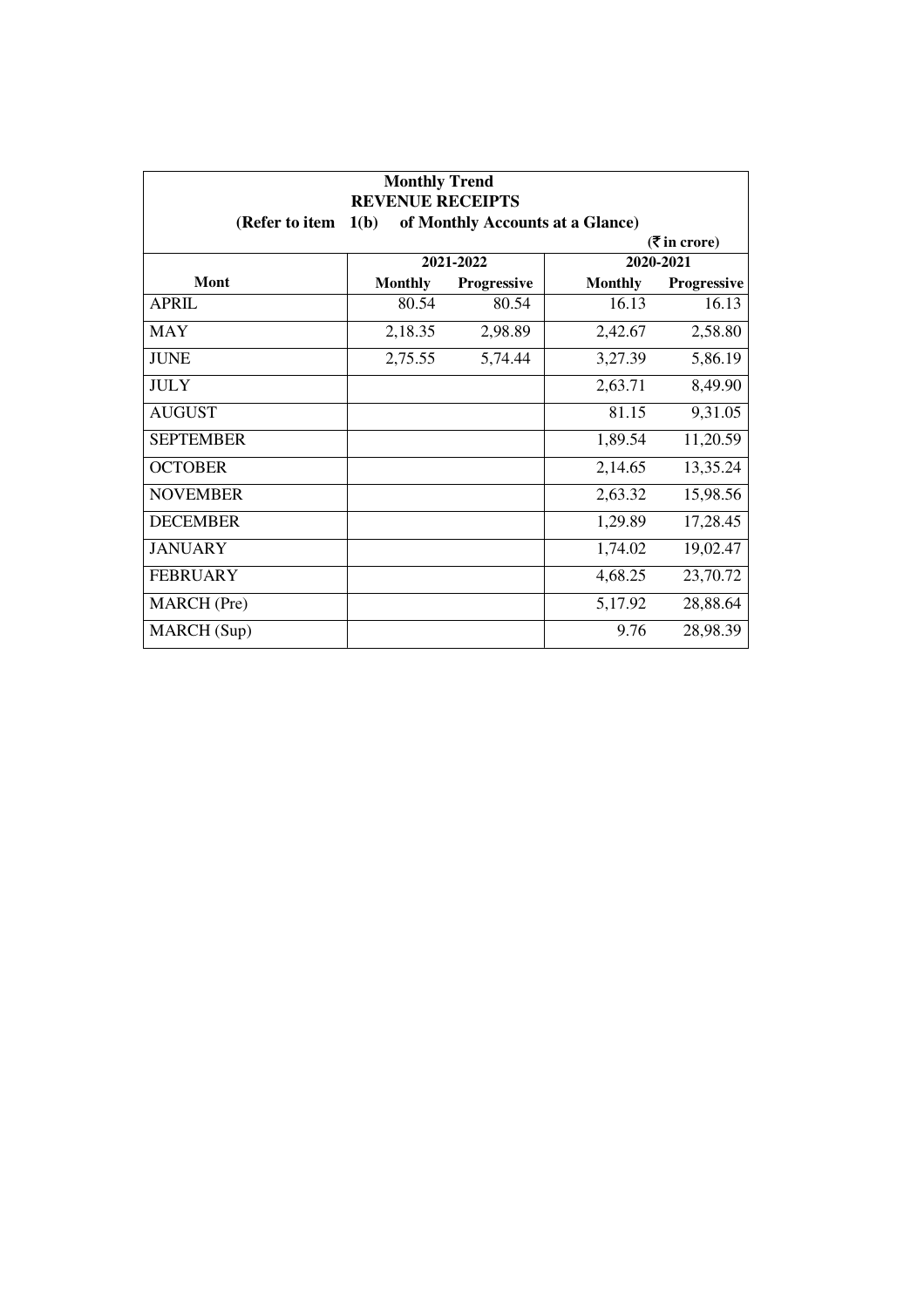**Monthly Trend**
**REVENUE RECEIPTS**
**(Refer to item 1(b) of Monthly Accounts at a Glance)**

(₹ in crore)

| Mont | 2021-2022 | | 2020-2021 | |
|---|---|---|---|---|
| | Monthly | Progressive | Monthly | Progressive |
| APRIL | 80.54 | 80.54 | 16.13 | 16.13 |
| MAY | 2,18.35 | 2,98.89 | 2,42.67 | 2,58.80 |
| JUNE | 2,75.55 | 5,74.44 | 3,27.39 | 5,86.19 |
| JULY | | | 2,63.71 | 8,49.90 |
| AUGUST | | | 81.15 | 9,31.05 |
| SEPTEMBER | | | 1,89.54 | 11,20.59 |
| OCTOBER | | | 2,14.65 | 13,35.24 |
| NOVEMBER | | | 2,63.32 | 15,98.56 |
| DECEMBER | | | 1,29.89 | 17,28.45 |
| JANUARY | | | 1,74.02 | 19,02.47 |
| FEBRUARY | | | 4,68.25 | 23,70.72 |
| MARCH (Pre) | | | 5,17.92 | 28,88.64 |
| MARCH (Sup) | | | 9.76 | 28,98.39 |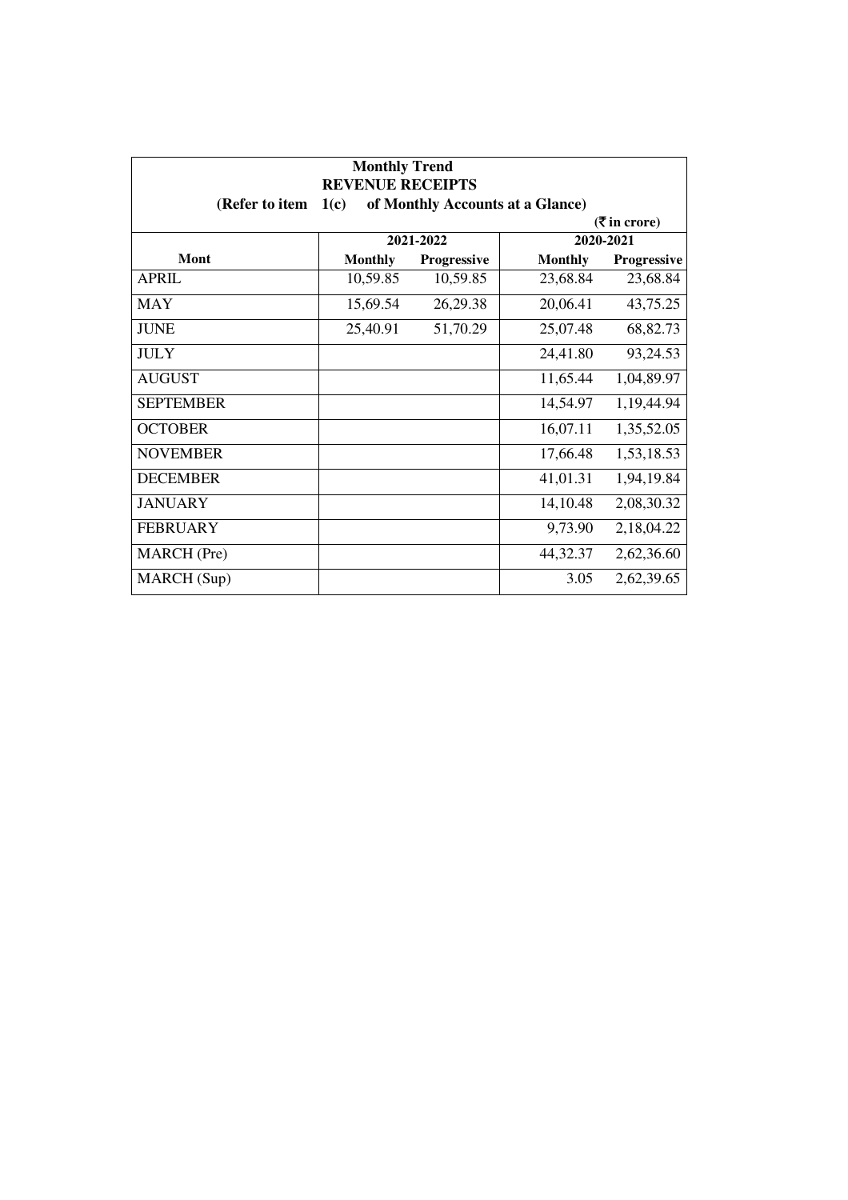**Monthly Trend**
**REVENUE RECEIPTS**
**(Refer to item 1(c) of Monthly Accounts at a Glance)**

(₹ in crore)

| Mont | 2021-2022 | | 2020-2021 | |
|---|---|---|---|---|
| | Monthly | Progressive | Monthly | Progressive |
| APRIL | 10,59.85 | 10,59.85 | 23,68.84 | 23,68.84 |
| MAY | 15,69.54 | 26,29.38 | 20,06.41 | 43,75.25 |
| JUNE | 25,40.91 | 51,70.29 | 25,07.48 | 68,82.73 |
| JULY | | | 24,41.80 | 93,24.53 |
| AUGUST | | | 11,65.44 | 1,04,89.97 |
| SEPTEMBER | | | 14,54.97 | 1,19,44.94 |
| OCTOBER | | | 16,07.11 | 1,35,52.05 |
| NOVEMBER | | | 17,66.48 | 1,53,18.53 |
| DECEMBER | | | 41,01.31 | 1,94,19.84 |
| JANUARY | | | 14,10.48 | 2,08,30.32 |
| FEBRUARY | | | 9,73.90 | 2,18,04.22 |
| MARCH (Pre) | | | 44,32.37 | 2,62,36.60 |
| MARCH (Sup) | | | 3.05 | 2,62,39.65 |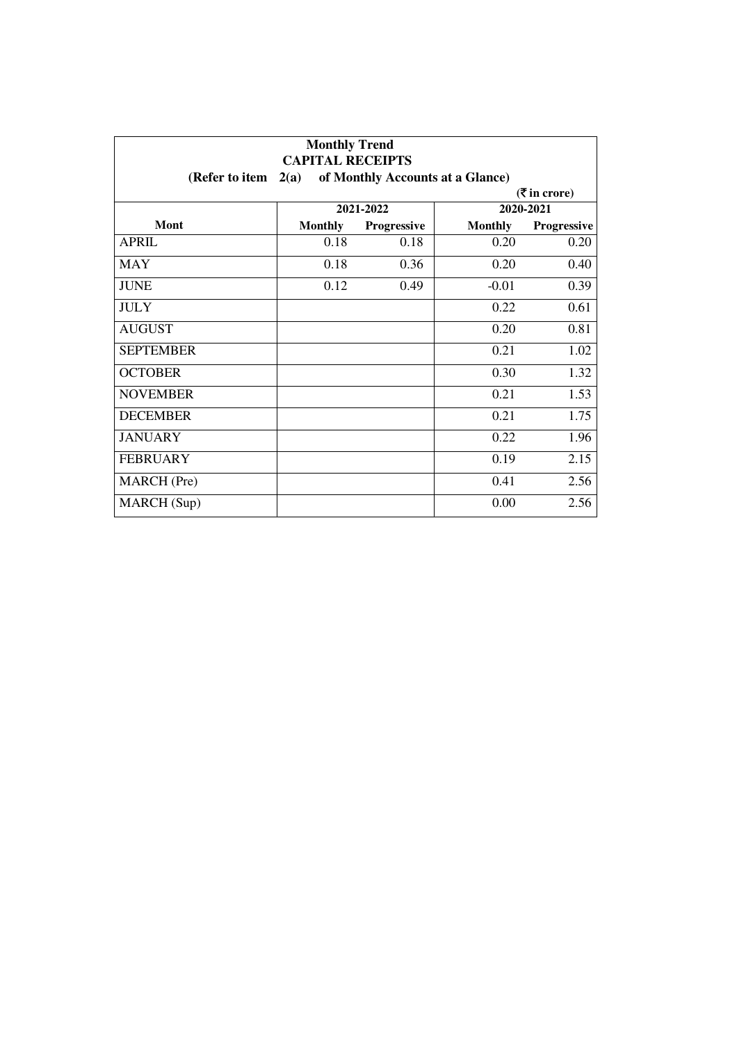**Monthly Trend**
**CAPITAL RECEIPTS**
**(Refer to item 2(a) of Monthly Accounts at a Glance)**

**(₹ in crore)**

| Mont | 2021-2022 | | 2020-2021 | |
|---|---|---|---|---|
| | Monthly | Progressive | Monthly | Progressive |
| APRIL | 0.18 | 0.18 | 0.20 | 0.20 |
| MAY | 0.18 | 0.36 | 0.20 | 0.40 |
| JUNE | 0.12 | 0.49 | -0.01 | 0.39 |
| JULY | | | 0.22 | 0.61 |
| AUGUST | | | 0.20 | 0.81 |
| SEPTEMBER | | | 0.21 | 1.02 |
| OCTOBER | | | 0.30 | 1.32 |
| NOVEMBER | | | 0.21 | 1.53 |
| DECEMBER | | | 0.21 | 1.75 |
| JANUARY | | | 0.22 | 1.96 |
| FEBRUARY | | | 0.19 | 2.15 |
| MARCH (Pre) | | | 0.41 | 2.56 |
| MARCH (Sup) | | | 0.00 | 2.56 |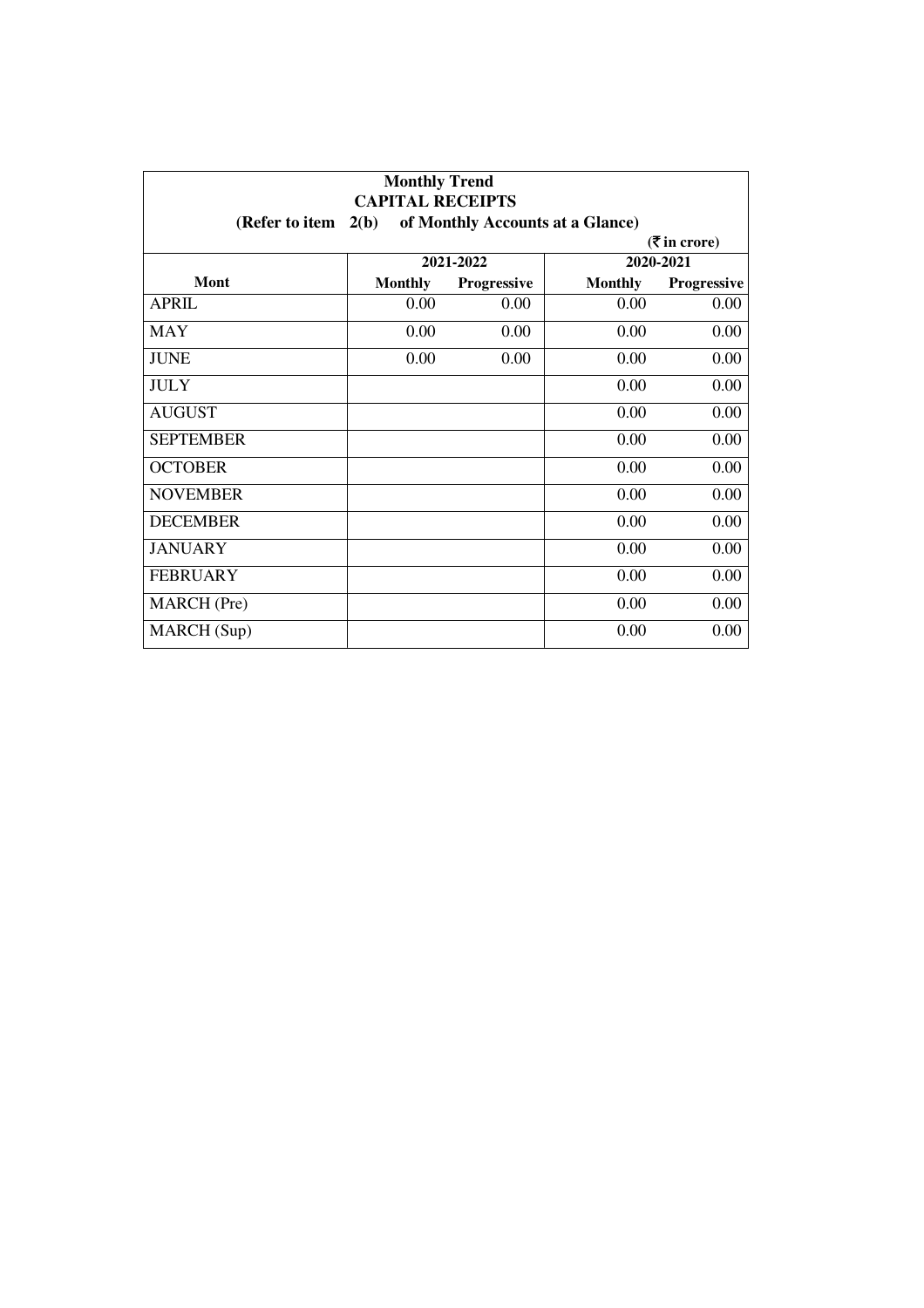**Monthly Trend**

**CAPITAL RECEIPTS**

**(Refer to item 2(b) of Monthly Accounts at a Glance)**

**(₹ in crore)**

| Mont | 2021-2022 | | 2020-2021 | |
|---|---|---|---|---|
| | **Monthly** | **Progressive** | **Monthly** | **Progressive** |
| APRIL | 0.00 | 0.00 | 0.00 | 0.00 |
| MAY | 0.00 | 0.00 | 0.00 | 0.00 |
| JUNE | 0.00 | 0.00 | 0.00 | 0.00 |
| JULY | | | 0.00 | 0.00 |
| AUGUST | | | 0.00 | 0.00 |
| SEPTEMBER | | | 0.00 | 0.00 |
| OCTOBER | | | 0.00 | 0.00 |
| NOVEMBER | | | 0.00 | 0.00 |
| DECEMBER | | | 0.00 | 0.00 |
| JANUARY | | | 0.00 | 0.00 |
| FEBRUARY | | | 0.00 | 0.00 |
| MARCH (Pre) | | | 0.00 | 0.00 |
| MARCH (Sup) | | | 0.00 | 0.00 |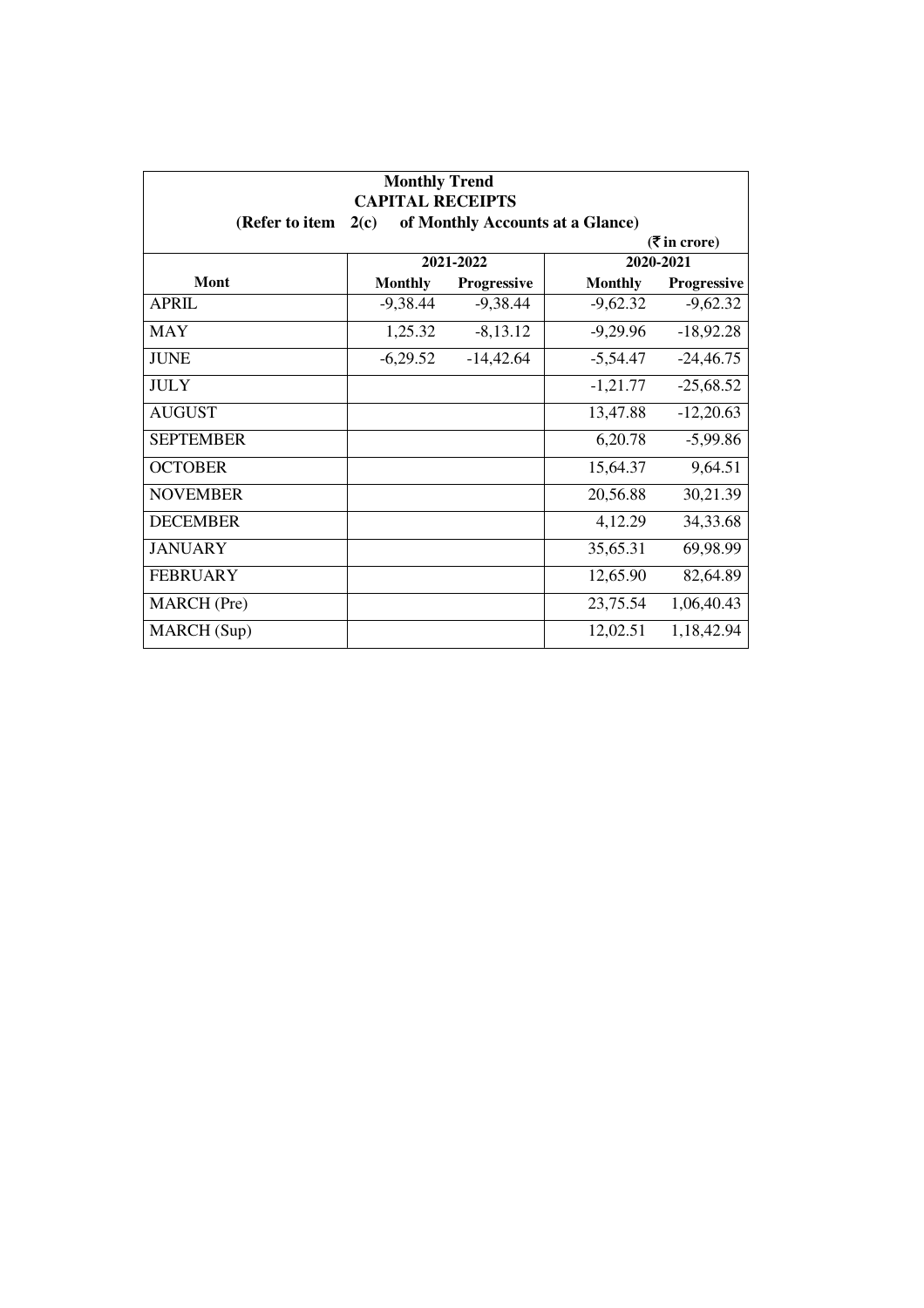**Monthly Trend**

**CAPITAL RECEIPTS**

**(Refer to item 2(c) of Monthly Accounts at a Glance)**

(₹ in crore)

| Mont | 2021-2022 | | 2020-2021 | |
|---|---|---|---|---|
| | Monthly | Progressive | Monthly | Progressive |
| APRIL | -9,38.44 | -9,38.44 | -9,62.32 | -9,62.32 |
| MAY | 1,25.32 | -8,13.12 | -9,29.96 | -18,92.28 |
| JUNE | -6,29.52 | -14,42.64 | -5,54.47 | -24,46.75 |
| JULY | | | -1,21.77 | -25,68.52 |
| AUGUST | | | 13,47.88 | -12,20.63 |
| SEPTEMBER | | | 6,20.78 | -5,99.86 |
| OCTOBER | | | 15,64.37 | 9,64.51 |
| NOVEMBER | | | 20,56.88 | 30,21.39 |
| DECEMBER | | | 4,12.29 | 34,33.68 |
| JANUARY | | | 35,65.31 | 69,98.99 |
| FEBRUARY | | | 12,65.90 | 82,64.89 |
| MARCH (Pre) | | | 23,75.54 | 1,06,40.43 |
| MARCH (Sup) | | | 12,02.51 | 1,18,42.94 |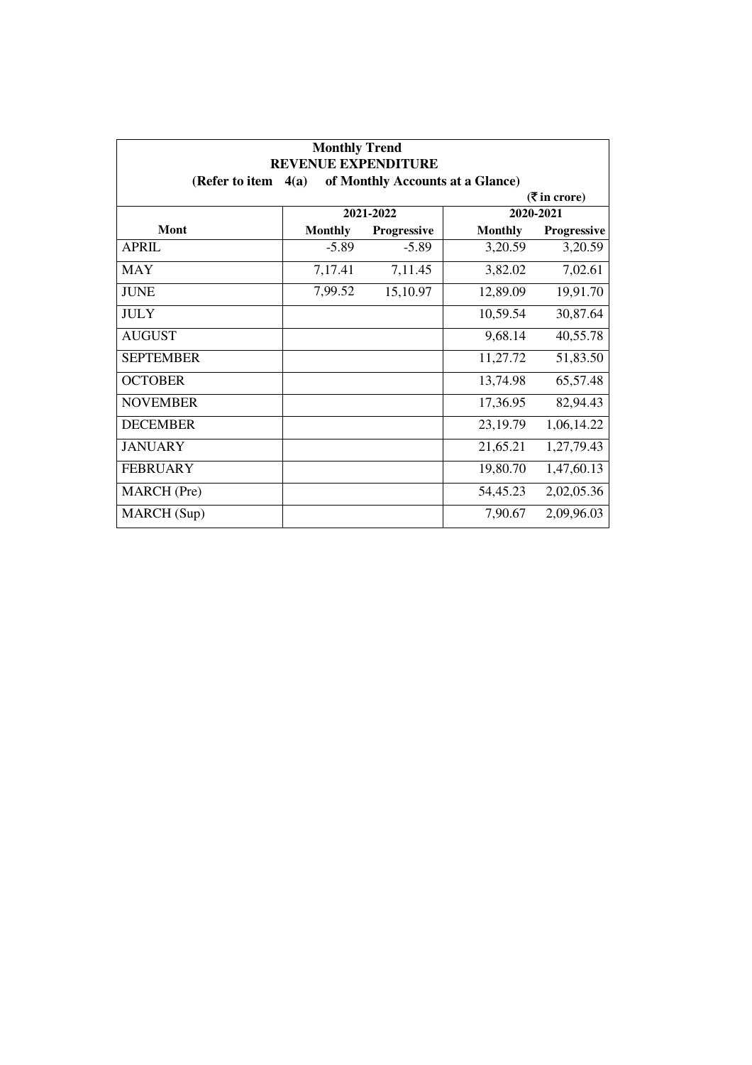**Monthly Trend**
**REVENUE EXPENDITURE**
**(Refer to item 4(a) of Monthly Accounts at a Glance)**

(₹ in crore)

| Mont | 2021-2022 | | 2020-2021 | |
|---|---|---|---|---|
| | Monthly | Progressive | Monthly | Progressive |
| APRIL | -5.89 | -5.89 | 3,20.59 | 3,20.59 |
| MAY | 7,17.41 | 7,11.45 | 3,82.02 | 7,02.61 |
| JUNE | 7,99.52 | 15,10.97 | 12,89.09 | 19,91.70 |
| JULY | | | 10,59.54 | 30,87.64 |
| AUGUST | | | 9,68.14 | 40,55.78 |
| SEPTEMBER | | | 11,27.72 | 51,83.50 |
| OCTOBER | | | 13,74.98 | 65,57.48 |
| NOVEMBER | | | 17,36.95 | 82,94.43 |
| DECEMBER | | | 23,19.79 | 1,06,14.22 |
| JANUARY | | | 21,65.21 | 1,27,79.43 |
| FEBRUARY | | | 19,80.70 | 1,47,60.13 |
| MARCH (Pre) | | | 54,45.23 | 2,02,05.36 |
| MARCH (Sup) | | | 7,90.67 | 2,09,96.03 |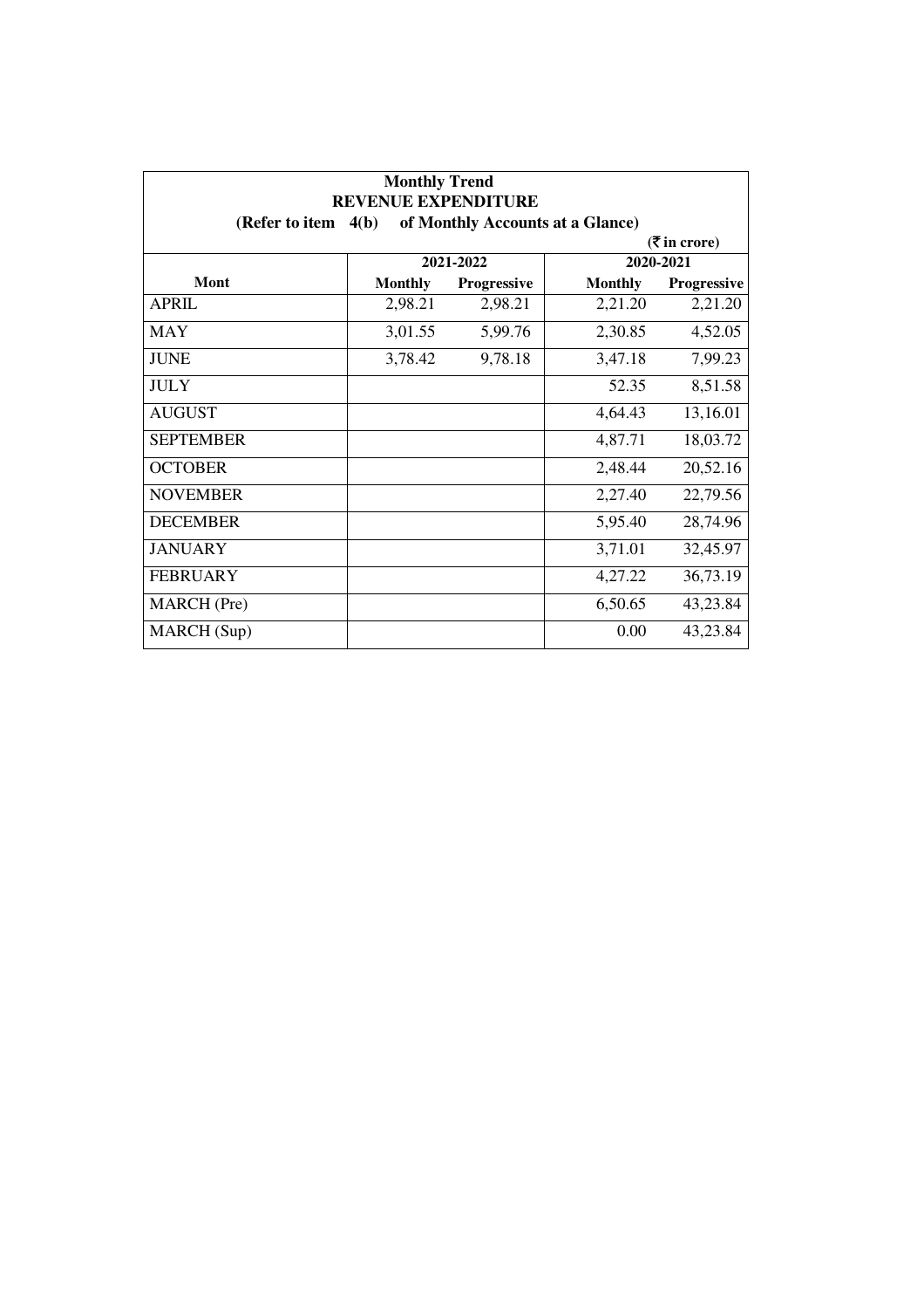**Monthly Trend**
**REVENUE EXPENDITURE**
**(Refer to item 4(b) of Monthly Accounts at a Glance)**

**(₹ in crore)**

| Mont | 2021-2022 | | 2020-2021 | |
|---|---|---|---|---|
| | **Monthly** | **Progressive** | **Monthly** | **Progressive** |
| APRIL | 2,98.21 | 2,98.21 | 2,21.20 | 2,21.20 |
| MAY | 3,01.55 | 5,99.76 | 2,30.85 | 4,52.05 |
| JUNE | 3,78.42 | 9,78.18 | 3,47.18 | 7,99.23 |
| JULY | | | 52.35 | 8,51.58 |
| AUGUST | | | 4,64.43 | 13,16.01 |
| SEPTEMBER | | | 4,87.71 | 18,03.72 |
| OCTOBER | | | 2,48.44 | 20,52.16 |
| NOVEMBER | | | 2,27.40 | 22,79.56 |
| DECEMBER | | | 5,95.40 | 28,74.96 |
| JANUARY | | | 3,71.01 | 32,45.97 |
| FEBRUARY | | | 4,27.22 | 36,73.19 |
| MARCH (Pre) | | | 6,50.65 | 43,23.84 |
| MARCH (Sup) | | | 0.00 | 43,23.84 |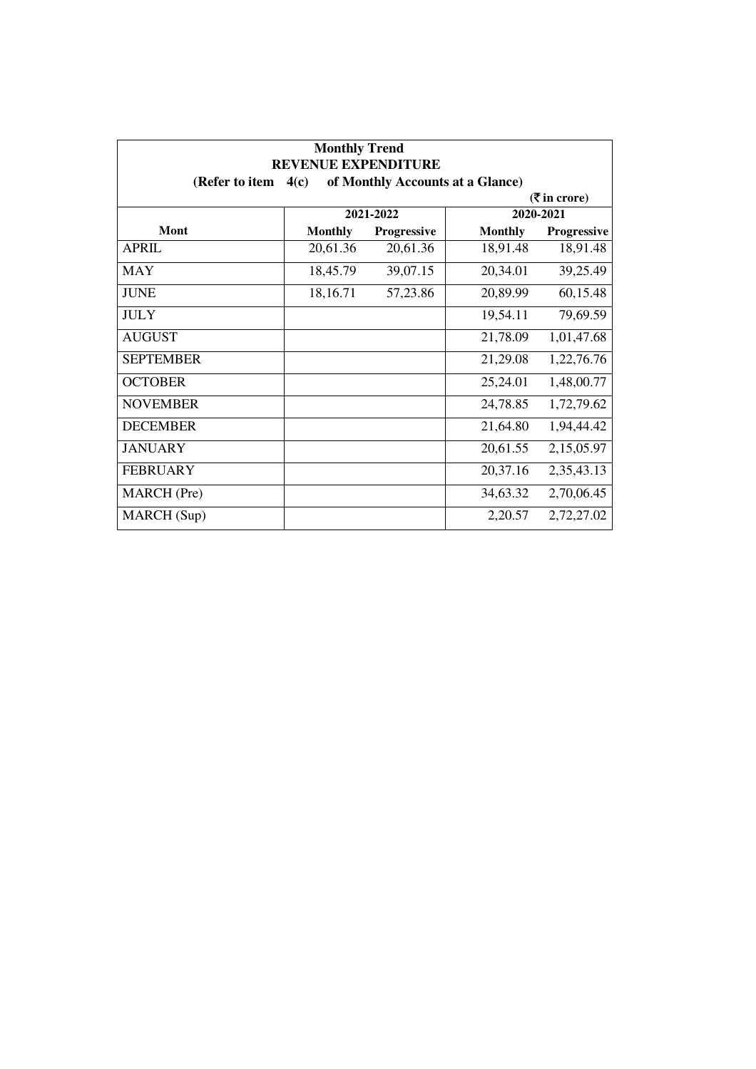**Monthly Trend**
**REVENUE EXPENDITURE**
**(Refer to item 4(c) of Monthly Accounts at a Glance)**

(₹ in crore)

| Mont | 2021-2022 | | 2020-2021 | |
|---|---|---|---|---|
| | Monthly | Progressive | Monthly | Progressive |
| APRIL | 20,61.36 | 20,61.36 | 18,91.48 | 18,91.48 |
| MAY | 18,45.79 | 39,07.15 | 20,34.01 | 39,25.49 |
| JUNE | 18,16.71 | 57,23.86 | 20,89.99 | 60,15.48 |
| JULY | | | 19,54.11 | 79,69.59 |
| AUGUST | | | 21,78.09 | 1,01,47.68 |
| SEPTEMBER | | | 21,29.08 | 1,22,76.76 |
| OCTOBER | | | 25,24.01 | 1,48,00.77 |
| NOVEMBER | | | 24,78.85 | 1,72,79.62 |
| DECEMBER | | | 21,64.80 | 1,94,44.42 |
| JANUARY | | | 20,61.55 | 2,15,05.97 |
| FEBRUARY | | | 20,37.16 | 2,35,43.13 |
| MARCH (Pre) | | | 34,63.32 | 2,70,06.45 |
| MARCH (Sup) | | | 2,20.57 | 2,72,27.02 |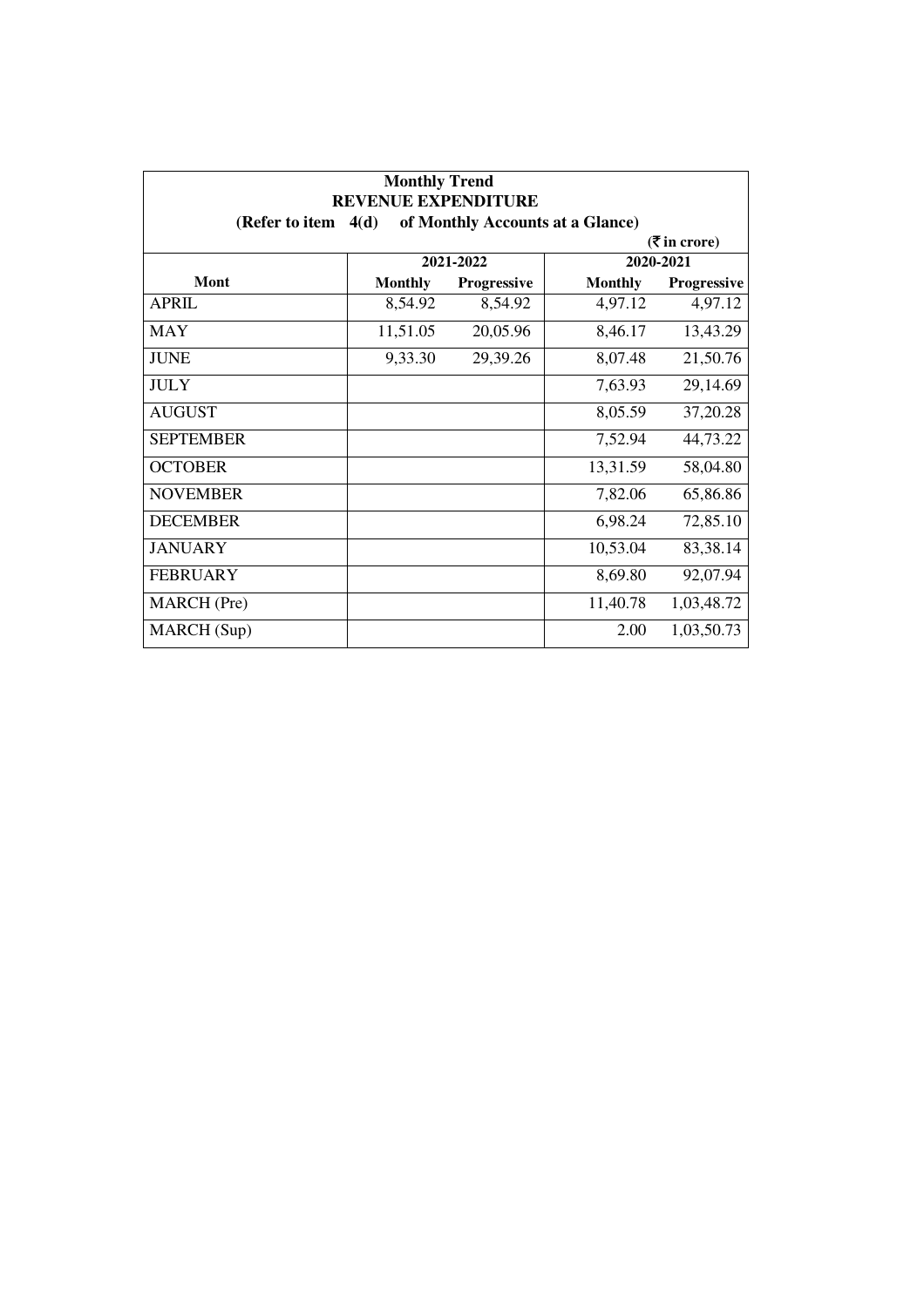**Monthly Trend**

**REVENUE EXPENDITURE**

**(Refer to item 4(d) of Monthly Accounts at a Glance)**

**(₹ in crore)**

| Mont | 2021-2022 | | 2020-2021 | |
|---|---|---|---|---|
| | **Monthly** | **Progressive** | **Monthly** | **Progressive** |
| APRIL | 8,54.92 | 8,54.92 | 4,97.12 | 4,97.12 |
| MAY | 11,51.05 | 20,05.96 | 8,46.17 | 13,43.29 |
| JUNE | 9,33.30 | 29,39.26 | 8,07.48 | 21,50.76 |
| JULY | | | 7,63.93 | 29,14.69 |
| AUGUST | | | 8,05.59 | 37,20.28 |
| SEPTEMBER | | | 7,52.94 | 44,73.22 |
| OCTOBER | | | 13,31.59 | 58,04.80 |
| NOVEMBER | | | 7,82.06 | 65,86.86 |
| DECEMBER | | | 6,98.24 | 72,85.10 |
| JANUARY | | | 10,53.04 | 83,38.14 |
| FEBRUARY | | | 8,69.80 | 92,07.94 |
| MARCH (Pre) | | | 11,40.78 | 1,03,48.72 |
| MARCH (Sup) | | | 2.00 | 1,03,50.73 |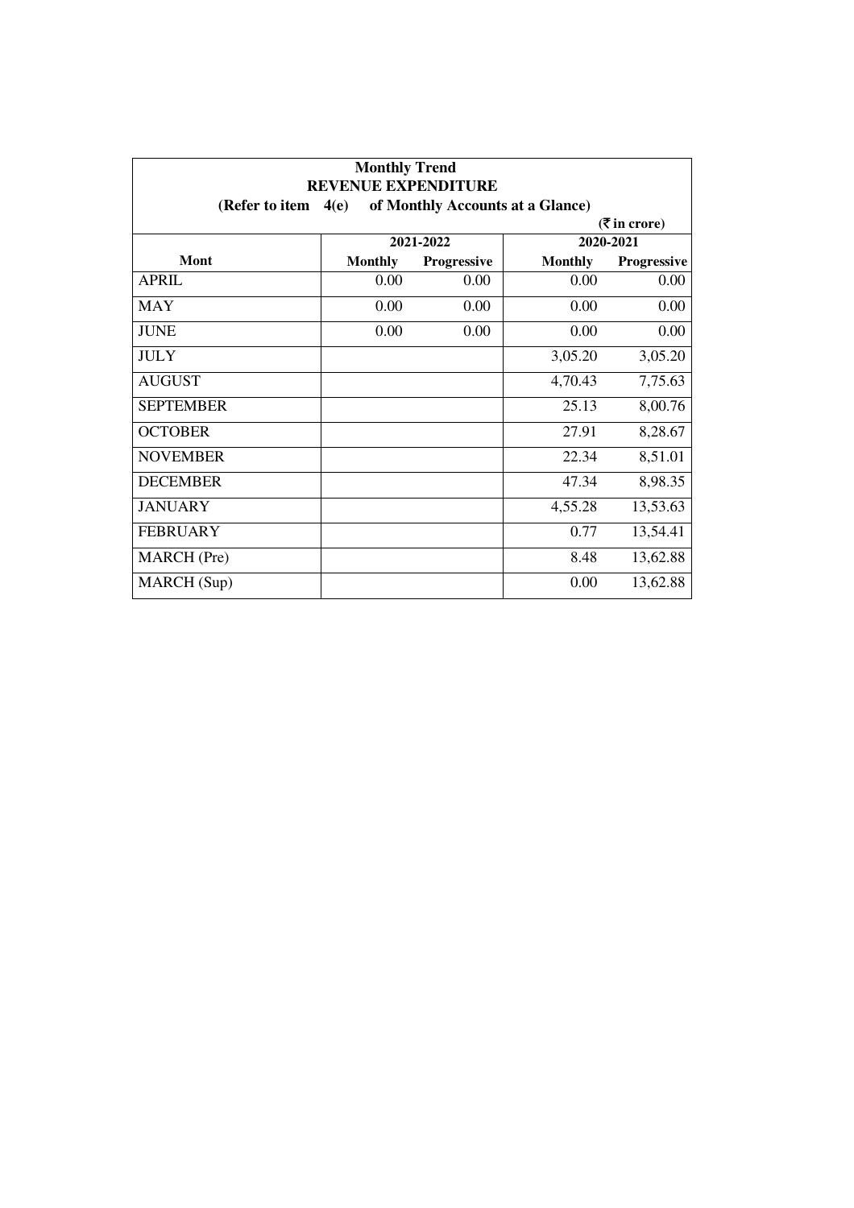**Monthly Trend**
**REVENUE EXPENDITURE**
**(Refer to item 4(e) of Monthly Accounts at a Glance)**

**(₹ in crore)**

| Mont | 2021-2022 | | 2020-2021 | |
|---|---|---|---|---|
| | Monthly | Progressive | Monthly | Progressive |
| APRIL | 0.00 | 0.00 | 0.00 | 0.00 |
| MAY | 0.00 | 0.00 | 0.00 | 0.00 |
| JUNE | 0.00 | 0.00 | 0.00 | 0.00 |
| JULY | | | 3,05.20 | 3,05.20 |
| AUGUST | | | 4,70.43 | 7,75.63 |
| SEPTEMBER | | | 25.13 | 8,00.76 |
| OCTOBER | | | 27.91 | 8,28.67 |
| NOVEMBER | | | 22.34 | 8,51.01 |
| DECEMBER | | | 47.34 | 8,98.35 |
| JANUARY | | | 4,55.28 | 13,53.63 |
| FEBRUARY | | | 0.77 | 13,54.41 |
| MARCH (Pre) | | | 8.48 | 13,62.88 |
| MARCH (Sup) | | | 0.00 | 13,62.88 |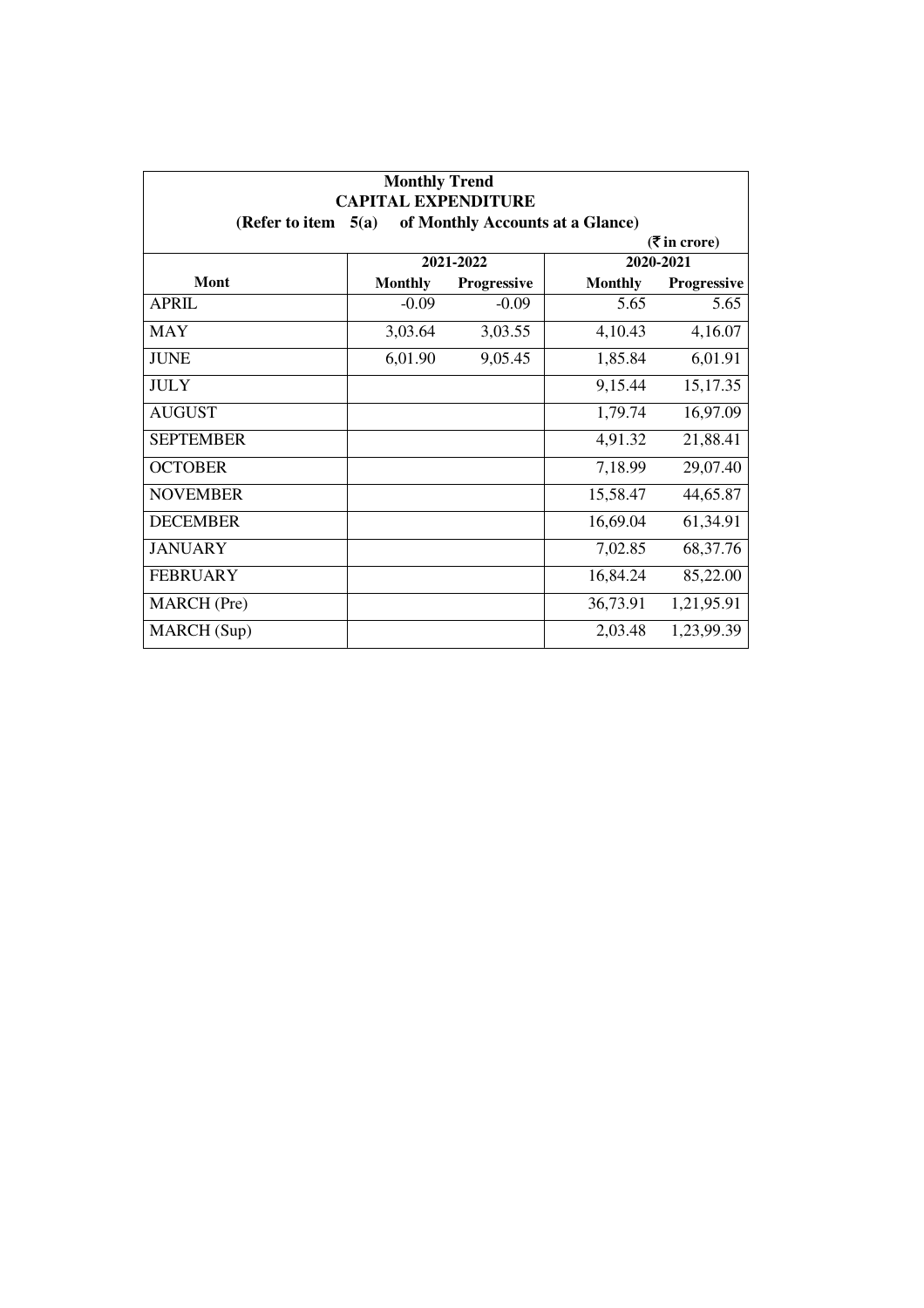**Monthly Trend**
**CAPITAL EXPENDITURE**
**(Refer to item 5(a) of Monthly Accounts at a Glance)**

(₹ in crore)

| Mont | 2021-2022 | | 2020-2021 | |
|---|---|---|---|---|
| | Monthly | Progressive | Monthly | Progressive |
| APRIL | -0.09 | -0.09 | 5.65 | 5.65 |
| MAY | 3,03.64 | 3,03.55 | 4,10.43 | 4,16.07 |
| JUNE | 6,01.90 | 9,05.45 | 1,85.84 | 6,01.91 |
| JULY | | | 9,15.44 | 15,17.35 |
| AUGUST | | | 1,79.74 | 16,97.09 |
| SEPTEMBER | | | 4,91.32 | 21,88.41 |
| OCTOBER | | | 7,18.99 | 29,07.40 |
| NOVEMBER | | | 15,58.47 | 44,65.87 |
| DECEMBER | | | 16,69.04 | 61,34.91 |
| JANUARY | | | 7,02.85 | 68,37.76 |
| FEBRUARY | | | 16,84.24 | 85,22.00 |
| MARCH (Pre) | | | 36,73.91 | 1,21,95.91 |
| MARCH (Sup) | | | 2,03.48 | 1,23,99.39 |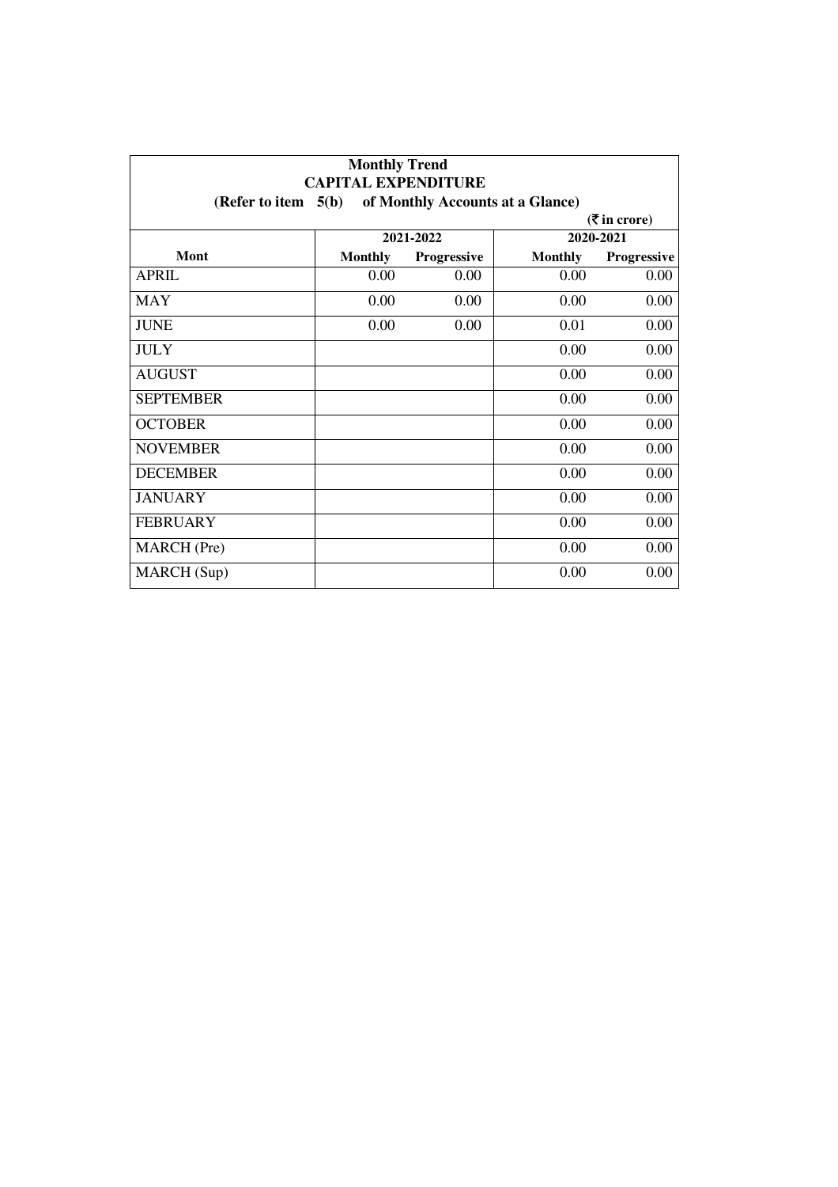**Monthly Trend**

**CAPITAL EXPENDITURE**

**(Refer to item 5(b) of Monthly Accounts at a Glance)**

**(₹ in crore)**

| Mont | 2021-2022 | | 2020-2021 | |
|---|---|---|---|---|
| | Monthly | Progressive | Monthly | Progressive |
| APRIL | 0.00 | 0.00 | 0.00 | 0.00 |
| MAY | 0.00 | 0.00 | 0.00 | 0.00 |
| JUNE | 0.00 | 0.00 | 0.01 | 0.00 |
| JULY | | | 0.00 | 0.00 |
| AUGUST | | | 0.00 | 0.00 |
| SEPTEMBER | | | 0.00 | 0.00 |
| OCTOBER | | | 0.00 | 0.00 |
| NOVEMBER | | | 0.00 | 0.00 |
| DECEMBER | | | 0.00 | 0.00 |
| JANUARY | | | 0.00 | 0.00 |
| FEBRUARY | | | 0.00 | 0.00 |
| MARCH (Pre) | | | 0.00 | 0.00 |
| MARCH (Sup) | | | 0.00 | 0.00 |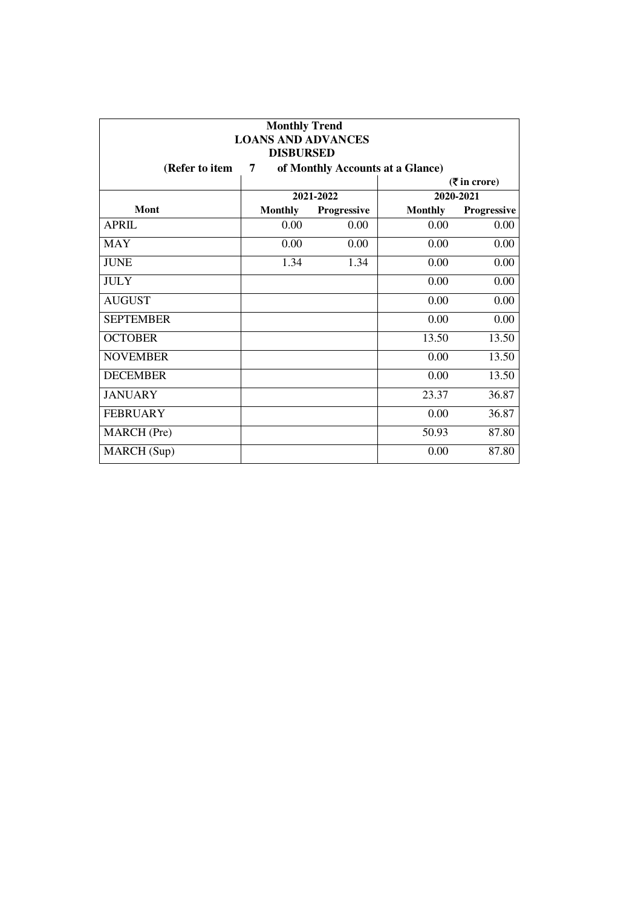**Monthly Trend**
**LOANS AND ADVANCES**
**DISBURSED**
**(Refer to item 7 of Monthly Accounts at a Glance)**

(₹ in crore)

| Mont | 2021-2022 | | 2020-2021 | |
|---|---|---|---|---|
| | Monthly | Progressive | Monthly | Progressive |
| APRIL | 0.00 | 0.00 | 0.00 | 0.00 |
| MAY | 0.00 | 0.00 | 0.00 | 0.00 |
| JUNE | 1.34 | 1.34 | 0.00 | 0.00 |
| JULY | | | 0.00 | 0.00 |
| AUGUST | | | 0.00 | 0.00 |
| SEPTEMBER | | | 0.00 | 0.00 |
| OCTOBER | | | 13.50 | 13.50 |
| NOVEMBER | | | 0.00 | 13.50 |
| DECEMBER | | | 0.00 | 13.50 |
| JANUARY | | | 23.37 | 36.87 |
| FEBRUARY | | | 0.00 | 36.87 |
| MARCH (Pre) | | | 50.93 | 87.80 |
| MARCH (Sup) | | | 0.00 | 87.80 |